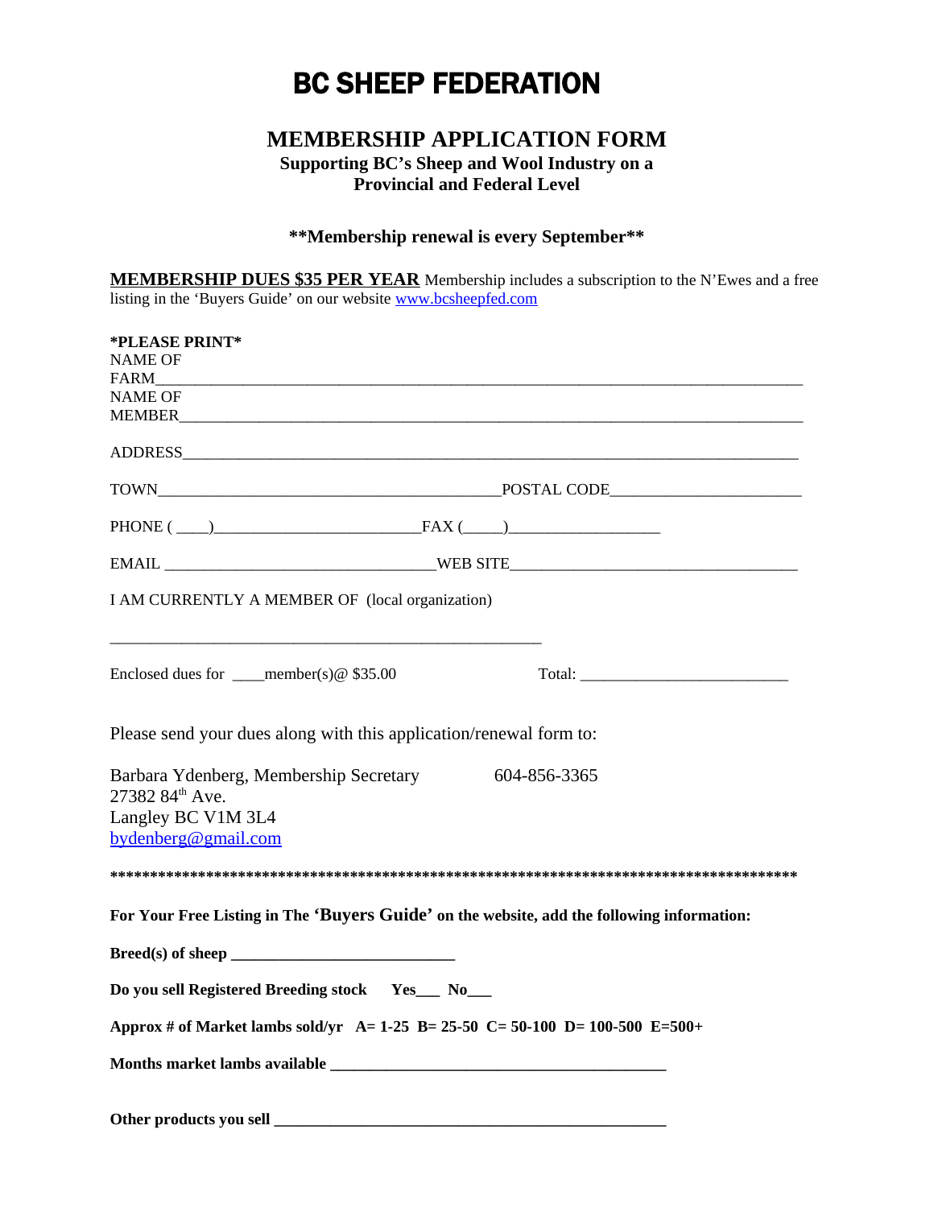# BC SHEEP FEDERATION

## MEMBERSHIP APPLICATION FORM

**Supporting BC's Sheep and Wool Industry on a Provincial and Federal Level**

**\*\*Membership renewal is every September\*\***

**MEMBERSHIP DUES $35 PER YEAR** Membership includes a subscription to the N'Ewes and a free listing in the 'Buyers Guide' on our website www.bcsheepfed.com

**\*PLEASE PRINT\***

NAME OF FARM\_\_\_\_\_\_\_\_\_\_\_\_\_\_\_\_\_\_\_\_\_\_\_\_\_\_\_\_\_\_\_\_\_\_\_\_\_\_\_\_\_\_\_\_\_\_\_\_\_\_\_\_\_\_\_\_\_\_\_\_\_\_\_\_\_\_\_\_\_\_

NAME OF MEMBER\_\_\_\_\_\_\_\_\_\_\_\_\_\_\_\_\_\_\_\_\_\_\_\_\_\_\_\_\_\_\_\_\_\_\_\_\_\_\_\_\_\_\_\_\_\_\_\_\_\_\_\_\_\_\_\_\_\_\_\_\_\_\_\_\_\_\_

ADDRESS\_\_\_\_\_\_\_\_\_\_\_\_\_\_\_\_\_\_\_\_\_\_\_\_\_\_\_\_\_\_\_\_\_\_\_\_\_\_\_\_\_\_\_\_\_\_\_\_\_\_\_\_\_\_\_\_\_\_\_\_\_\_\_\_\_\_\_\_\_\_\_\_

TOWN\_\_\_\_\_\_\_\_\_\_\_\_\_\_\_\_\_\_\_\_\_\_\_\_\_\_\_\_\_\_\_\_\_\_\_\_\_\_POSTAL CODE\_\_\_\_\_\_\_\_\_\_\_\_\_\_\_\_\_\_\_\_\_\_

PHONE ( \_\_\_\_)\_\_\_\_\_\_\_\_\_\_\_\_\_\_\_\_\_\_\_\_\_\_\_\_\_FAX (\_\_\_\_\_)\_\_\_\_\_\_\_\_\_\_\_\_\_\_\_\_\_\_\_

EMAIL \_\_\_\_\_\_\_\_\_\_\_\_\_\_\_\_\_\_\_\_\_\_\_\_\_\_\_\_\_\_\_\_\_WEB SITE\_\_\_\_\_\_\_\_\_\_\_\_\_\_\_\_\_\_\_\_\_\_\_\_\_\_\_\_\_\_\_\_\_\_\_

I AM CURRENTLY A MEMBER OF (local organization)

\_\_\_\_\_\_\_\_\_\_\_\_\_\_\_\_\_\_\_\_\_\_\_\_\_\_\_\_\_\_\_\_\_\_\_\_\_\_\_\_\_\_\_\_\_\_\_\_\_\_\_\_\_\_\_

Enclosed dues for \_\_\_\_member(s)@ $35.00 Total: \_\_\_\_\_\_\_\_\_\_\_\_\_\_\_\_\_\_\_\_\_\_\_\_\_\_

Please send your dues along with this application/renewal form to:

Barbara Ydenberg, Membership Secretary 604-856-3365
27382 84th Ave.
Langley BC V1M 3L4
bydenberg@gmail.com

\*\*\*\*\*\*\*\*\*\*\*\*\*\*\*\*\*\*\*\*\*\*\*\*\*\*\*\*\*\*\*\*\*\*\*\*\*\*\*\*\*\*\*\*\*\*\*\*\*\*\*\*\*\*\*\*\*\*\*\*\*\*\*\*\*\*\*\*\*\*\*\*\*\*\*\*\*\*\*\*\*\*\*\*\*\*\*\*\*\*\*\*

**For Your Free Listing in The 'Buyers Guide' on the website, add the following information:**

**Breed(s) of sheep \_\_\_\_\_\_\_\_\_\_\_\_\_\_\_\_\_\_\_\_\_\_\_\_\_\_\_\_**

**Do you sell Registered Breeding stock Yes\_\_\_ No\_\_\_**

**Approx # of Market lambs sold/yr A= 1-25 B= 25-50 C= 50-100 D= 100-500 E=500+**

**Months market lambs available \_\_\_\_\_\_\_\_\_\_\_\_\_\_\_\_\_\_\_\_\_\_\_\_\_\_\_\_\_\_\_\_\_\_\_\_\_\_\_\_\_\_**

**Other products you sell \_\_\_\_\_\_\_\_\_\_\_\_\_\_\_\_\_\_\_\_\_\_\_\_\_\_\_\_\_\_\_\_\_\_\_\_\_\_\_\_\_\_\_\_\_\_\_\_\_**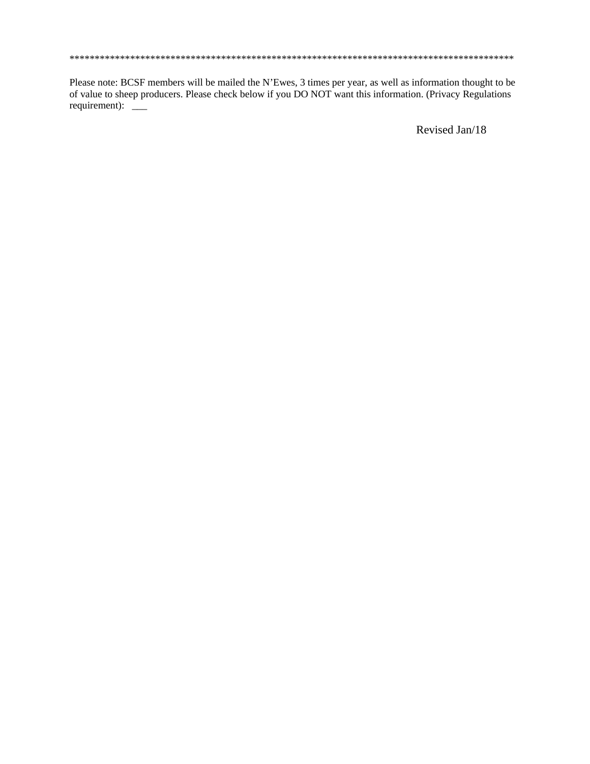******************************************************************************************

Please note: BCSF members will be mailed the N'Ewes, 3 times per year, as well as information thought to be of value to sheep producers. Please check below if you DO NOT want this information. (Privacy Regulations requirement): ___

Revised Jan/18